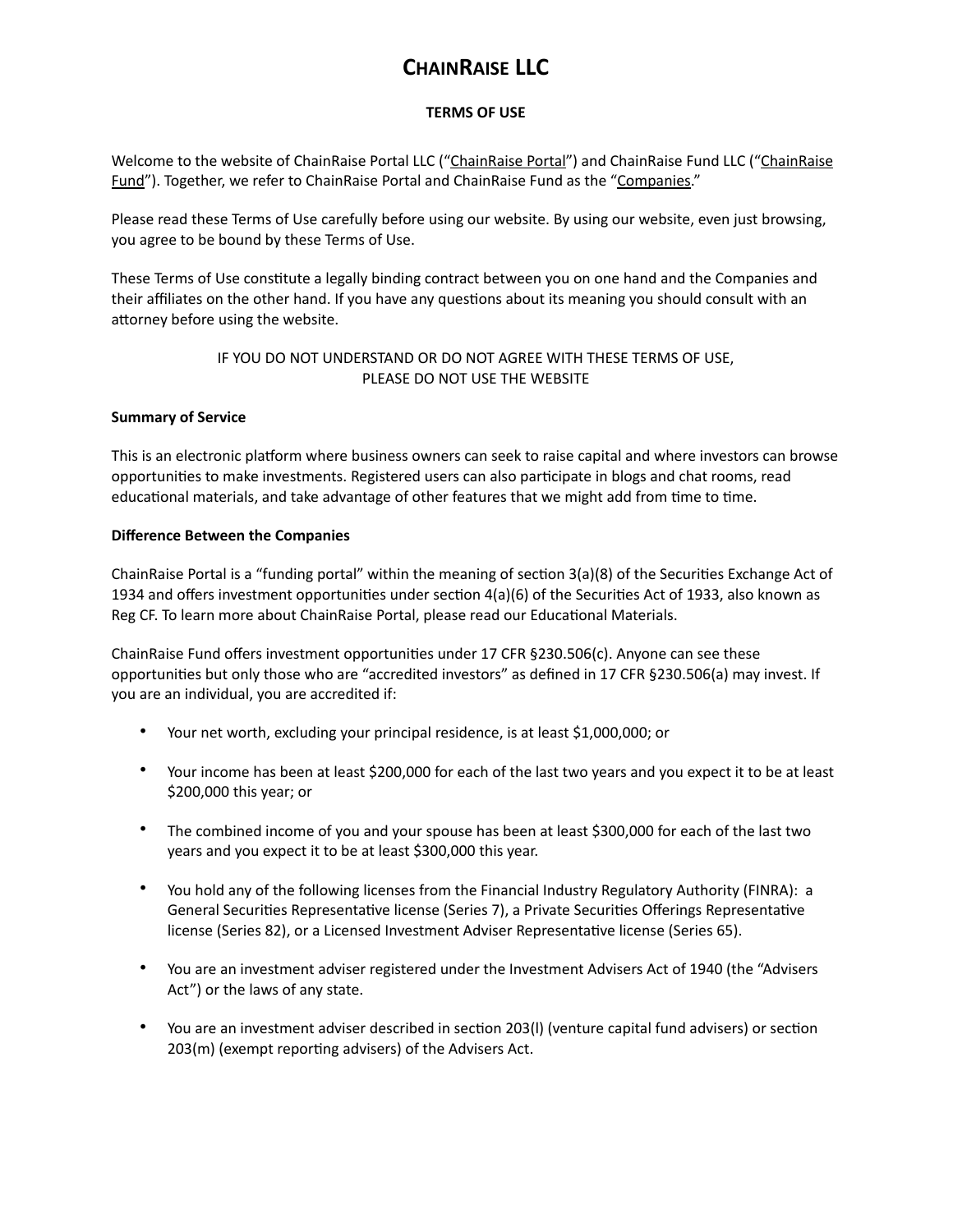# CHAINRAISE LLC

## TERMS OF USE

Welcome to the website of ChainRaise Portal LLC ("ChainRaise Portal") and ChainRaise Fund LLC ("ChainRaise Fund"). Together, we refer to ChainRaise Portal and ChainRaise Fund as the "Companies."

Please read these Terms of Use carefully before using our website. By using our website, even just browsing, you agree to be bound by these Terms of Use.

These Terms of Use constitute a legally binding contract between you on one hand and the Companies and their affiliates on the other hand. If you have any questions about its meaning you should consult with an attorney before using the website.

IF YOU DO NOT UNDERSTAND OR DO NOT AGREE WITH THESE TERMS OF USE, PLEASE DO NOT USE THE WEBSITE

**Summary of Service**

This is an electronic platform where business owners can seek to raise capital and where investors can browse opportunities to make investments. Registered users can also participate in blogs and chat rooms, read educational materials, and take advantage of other features that we might add from time to time.

**Difference Between the Companies**

ChainRaise Portal is a "funding portal" within the meaning of section 3(a)(8) of the Securities Exchange Act of 1934 and offers investment opportunities under section 4(a)(6) of the Securities Act of 1933, also known as Reg CF. To learn more about ChainRaise Portal, please read our Educational Materials.

ChainRaise Fund offers investment opportunities under 17 CFR §230.506(c). Anyone can see these opportunities but only those who are "accredited investors" as defined in 17 CFR §230.506(a) may invest. If you are an individual, you are accredited if:

- Your net worth, excluding your principal residence, is at least $1,000,000; or
- Your income has been at least $200,000 for each of the last two years and you expect it to be at least $200,000 this year; or
- The combined income of you and your spouse has been at least $300,000 for each of the last two years and you expect it to be at least $300,000 this year.
- You hold any of the following licenses from the Financial Industry Regulatory Authority (FINRA): a General Securities Representative license (Series 7), a Private Securities Offerings Representative license (Series 82), or a Licensed Investment Adviser Representative license (Series 65).
- You are an investment adviser registered under the Investment Advisers Act of 1940 (the "Advisers Act") or the laws of any state.
- You are an investment adviser described in section 203(l) (venture capital fund advisers) or section 203(m) (exempt reporting advisers) of the Advisers Act.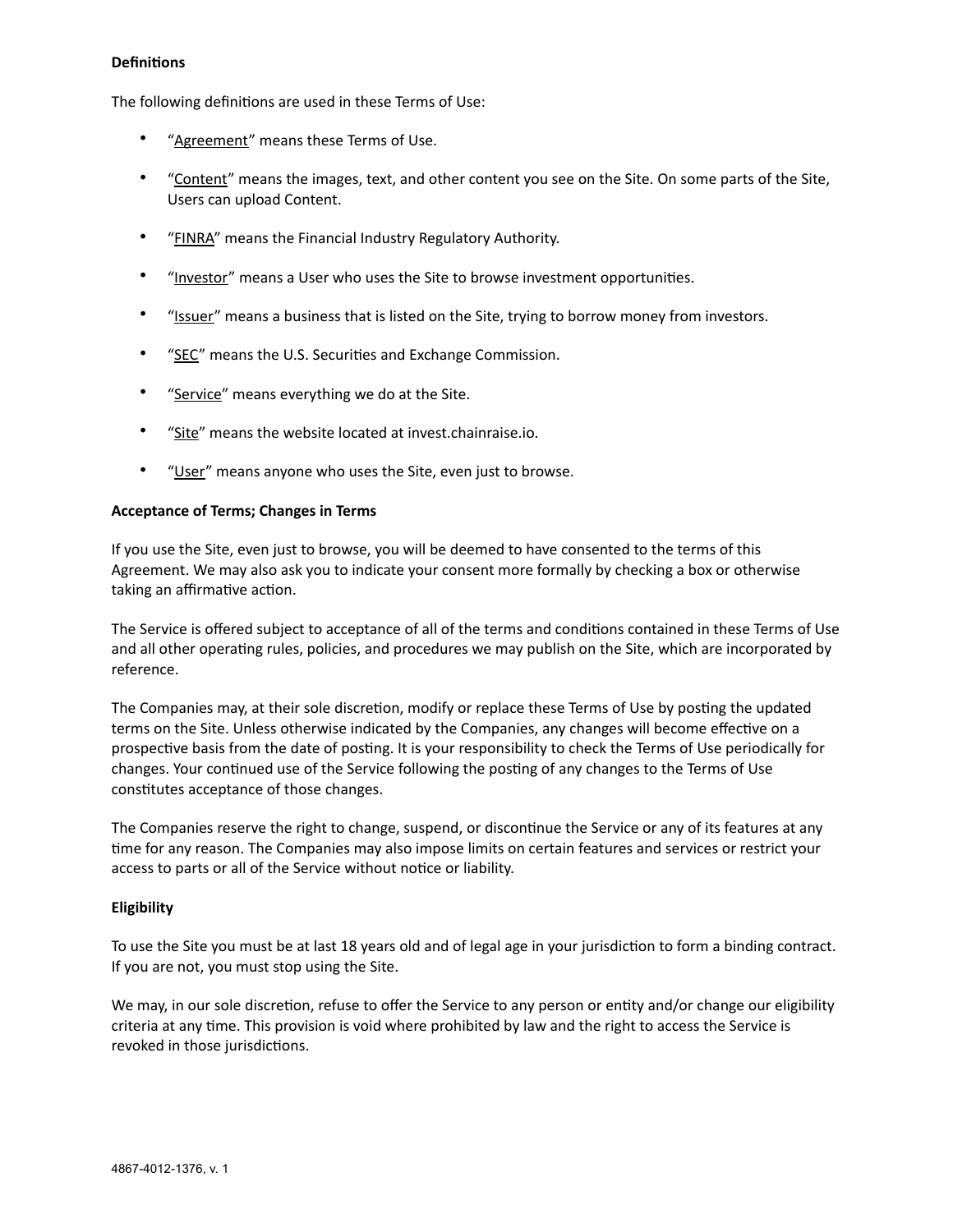**Definitions**

The following definitions are used in these Terms of Use:

- "Agreement" means these Terms of Use.
- "Content" means the images, text, and other content you see on the Site. On some parts of the Site, Users can upload Content.
- "FINRA" means the Financial Industry Regulatory Authority.
- "Investor" means a User who uses the Site to browse investment opportunities.
- "Issuer" means a business that is listed on the Site, trying to borrow money from investors.
- "SEC" means the U.S. Securities and Exchange Commission.
- "Service" means everything we do at the Site.
- "Site" means the website located at invest.chainraise.io.
- "User" means anyone who uses the Site, even just to browse.

**Acceptance of Terms; Changes in Terms**

If you use the Site, even just to browse, you will be deemed to have consented to the terms of this Agreement. We may also ask you to indicate your consent more formally by checking a box or otherwise taking an affirmative action.

The Service is offered subject to acceptance of all of the terms and conditions contained in these Terms of Use and all other operating rules, policies, and procedures we may publish on the Site, which are incorporated by reference.

The Companies may, at their sole discretion, modify or replace these Terms of Use by posting the updated terms on the Site. Unless otherwise indicated by the Companies, any changes will become effective on a prospective basis from the date of posting. It is your responsibility to check the Terms of Use periodically for changes. Your continued use of the Service following the posting of any changes to the Terms of Use constitutes acceptance of those changes.

The Companies reserve the right to change, suspend, or discontinue the Service or any of its features at any time for any reason. The Companies may also impose limits on certain features and services or restrict your access to parts or all of the Service without notice or liability.

**Eligibility**

To use the Site you must be at last 18 years old and of legal age in your jurisdiction to form a binding contract. If you are not, you must stop using the Site.

We may, in our sole discretion, refuse to offer the Service to any person or entity and/or change our eligibility criteria at any time. This provision is void where prohibited by law and the right to access the Service is revoked in those jurisdictions.

4867-4012-1376, v. 1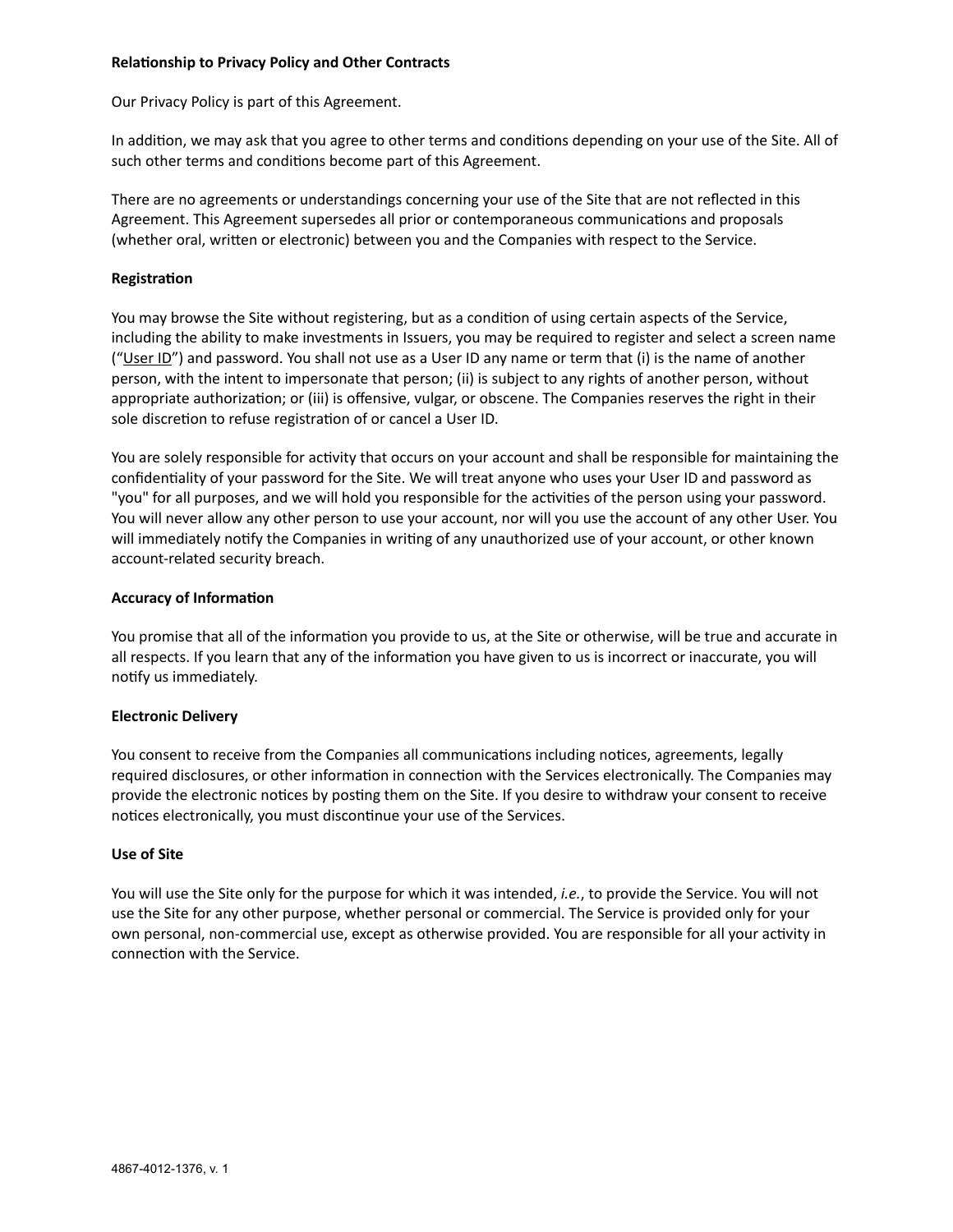**Relationship to Privacy Policy and Other Contracts**

Our Privacy Policy is part of this Agreement.

In addition, we may ask that you agree to other terms and conditions depending on your use of the Site. All of such other terms and conditions become part of this Agreement.

There are no agreements or understandings concerning your use of the Site that are not reflected in this Agreement. This Agreement supersedes all prior or contemporaneous communications and proposals (whether oral, written or electronic) between you and the Companies with respect to the Service.

**Registration**

You may browse the Site without registering, but as a condition of using certain aspects of the Service, including the ability to make investments in Issuers, you may be required to register and select a screen name ("User ID") and password. You shall not use as a User ID any name or term that (i) is the name of another person, with the intent to impersonate that person; (ii) is subject to any rights of another person, without appropriate authorization; or (iii) is offensive, vulgar, or obscene. The Companies reserves the right in their sole discretion to refuse registration of or cancel a User ID.

You are solely responsible for activity that occurs on your account and shall be responsible for maintaining the confidentiality of your password for the Site. We will treat anyone who uses your User ID and password as "you" for all purposes, and we will hold you responsible for the activities of the person using your password. You will never allow any other person to use your account, nor will you use the account of any other User. You will immediately notify the Companies in writing of any unauthorized use of your account, or other known account-related security breach.

**Accuracy of Information**

You promise that all of the information you provide to us, at the Site or otherwise, will be true and accurate in all respects. If you learn that any of the information you have given to us is incorrect or inaccurate, you will notify us immediately.

**Electronic Delivery**

You consent to receive from the Companies all communications including notices, agreements, legally required disclosures, or other information in connection with the Services electronically. The Companies may provide the electronic notices by posting them on the Site. If you desire to withdraw your consent to receive notices electronically, you must discontinue your use of the Services.

**Use of Site**

You will use the Site only for the purpose for which it was intended, *i.e.*, to provide the Service. You will not use the Site for any other purpose, whether personal or commercial. The Service is provided only for your own personal, non-commercial use, except as otherwise provided. You are responsible for all your activity in connection with the Service.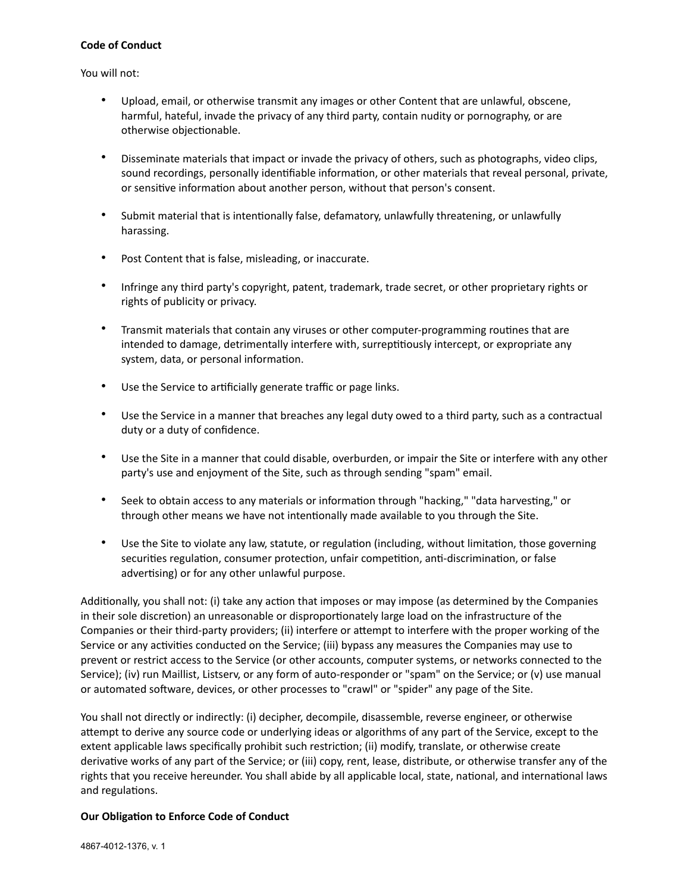**Code of Conduct**

You will not:

- Upload, email, or otherwise transmit any images or other Content that are unlawful, obscene, harmful, hateful, invade the privacy of any third party, contain nudity or pornography, or are otherwise objectionable.

- Disseminate materials that impact or invade the privacy of others, such as photographs, video clips, sound recordings, personally identifiable information, or other materials that reveal personal, private, or sensitive information about another person, without that person's consent.

- Submit material that is intentionally false, defamatory, unlawfully threatening, or unlawfully harassing.

- Post Content that is false, misleading, or inaccurate.

- Infringe any third party's copyright, patent, trademark, trade secret, or other proprietary rights or rights of publicity or privacy.

- Transmit materials that contain any viruses or other computer-programming routines that are intended to damage, detrimentally interfere with, surreptitiously intercept, or expropriate any system, data, or personal information.

- Use the Service to artificially generate traffic or page links.

- Use the Service in a manner that breaches any legal duty owed to a third party, such as a contractual duty or a duty of confidence.

- Use the Site in a manner that could disable, overburden, or impair the Site or interfere with any other party's use and enjoyment of the Site, such as through sending "spam" email.

- Seek to obtain access to any materials or information through "hacking," "data harvesting," or through other means we have not intentionally made available to you through the Site.

- Use the Site to violate any law, statute, or regulation (including, without limitation, those governing securities regulation, consumer protection, unfair competition, anti-discrimination, or false advertising) or for any other unlawful purpose.

Additionally, you shall not: (i) take any action that imposes or may impose (as determined by the Companies in their sole discretion) an unreasonable or disproportionately large load on the infrastructure of the Companies or their third-party providers; (ii) interfere or attempt to interfere with the proper working of the Service or any activities conducted on the Service; (iii) bypass any measures the Companies may use to prevent or restrict access to the Service (or other accounts, computer systems, or networks connected to the Service); (iv) run Maillist, Listserv, or any form of auto-responder or "spam" on the Service; or (v) use manual or automated software, devices, or other processes to "crawl" or "spider" any page of the Site.

You shall not directly or indirectly: (i) decipher, decompile, disassemble, reverse engineer, or otherwise attempt to derive any source code or underlying ideas or algorithms of any part of the Service, except to the extent applicable laws specifically prohibit such restriction; (ii) modify, translate, or otherwise create derivative works of any part of the Service; or (iii) copy, rent, lease, distribute, or otherwise transfer any of the rights that you receive hereunder. You shall abide by all applicable local, state, national, and international laws and regulations.

**Our Obligation to Enforce Code of Conduct**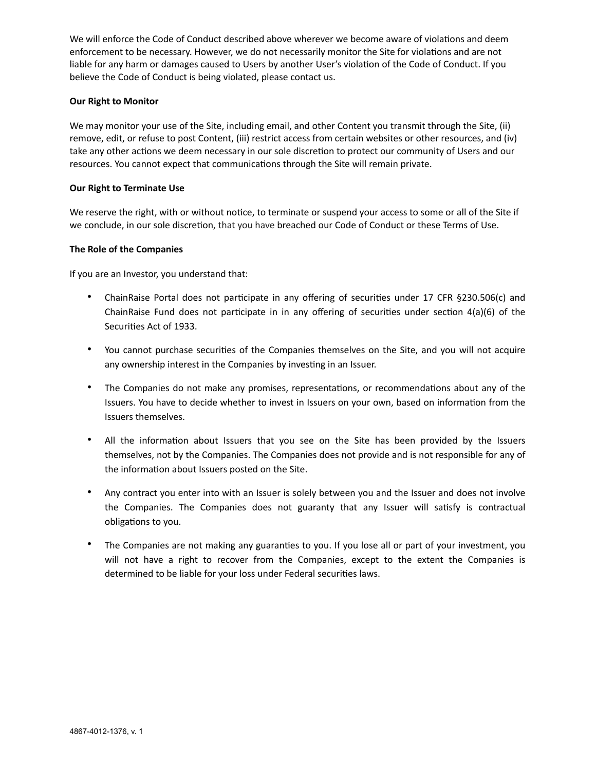We will enforce the Code of Conduct described above wherever we become aware of violations and deem enforcement to be necessary. However, we do not necessarily monitor the Site for violations and are not liable for any harm or damages caused to Users by another User's violation of the Code of Conduct. If you believe the Code of Conduct is being violated, please contact us.

**Our Right to Monitor**

We may monitor your use of the Site, including email, and other Content you transmit through the Site, (ii) remove, edit, or refuse to post Content, (iii) restrict access from certain websites or other resources, and (iv) take any other actions we deem necessary in our sole discretion to protect our community of Users and our resources. You cannot expect that communications through the Site will remain private.

**Our Right to Terminate Use**

We reserve the right, with or without notice, to terminate or suspend your access to some or all of the Site if we conclude, in our sole discretion, that you have breached our Code of Conduct or these Terms of Use.

**The Role of the Companies**

If you are an Investor, you understand that:

- ChainRaise Portal does not participate in any offering of securities under 17 CFR §230.506(c) and ChainRaise Fund does not participate in in any offering of securities under section 4(a)(6) of the Securities Act of 1933.
- You cannot purchase securities of the Companies themselves on the Site, and you will not acquire any ownership interest in the Companies by investing in an Issuer.
- The Companies do not make any promises, representations, or recommendations about any of the Issuers. You have to decide whether to invest in Issuers on your own, based on information from the Issuers themselves.
- All the information about Issuers that you see on the Site has been provided by the Issuers themselves, not by the Companies. The Companies does not provide and is not responsible for any of the information about Issuers posted on the Site.
- Any contract you enter into with an Issuer is solely between you and the Issuer and does not involve the Companies. The Companies does not guaranty that any Issuer will satisfy is contractual obligations to you.
- The Companies are not making any guaranties to you. If you lose all or part of your investment, you will not have a right to recover from the Companies, except to the extent the Companies is determined to be liable for your loss under Federal securities laws.

4867-4012-1376, v. 1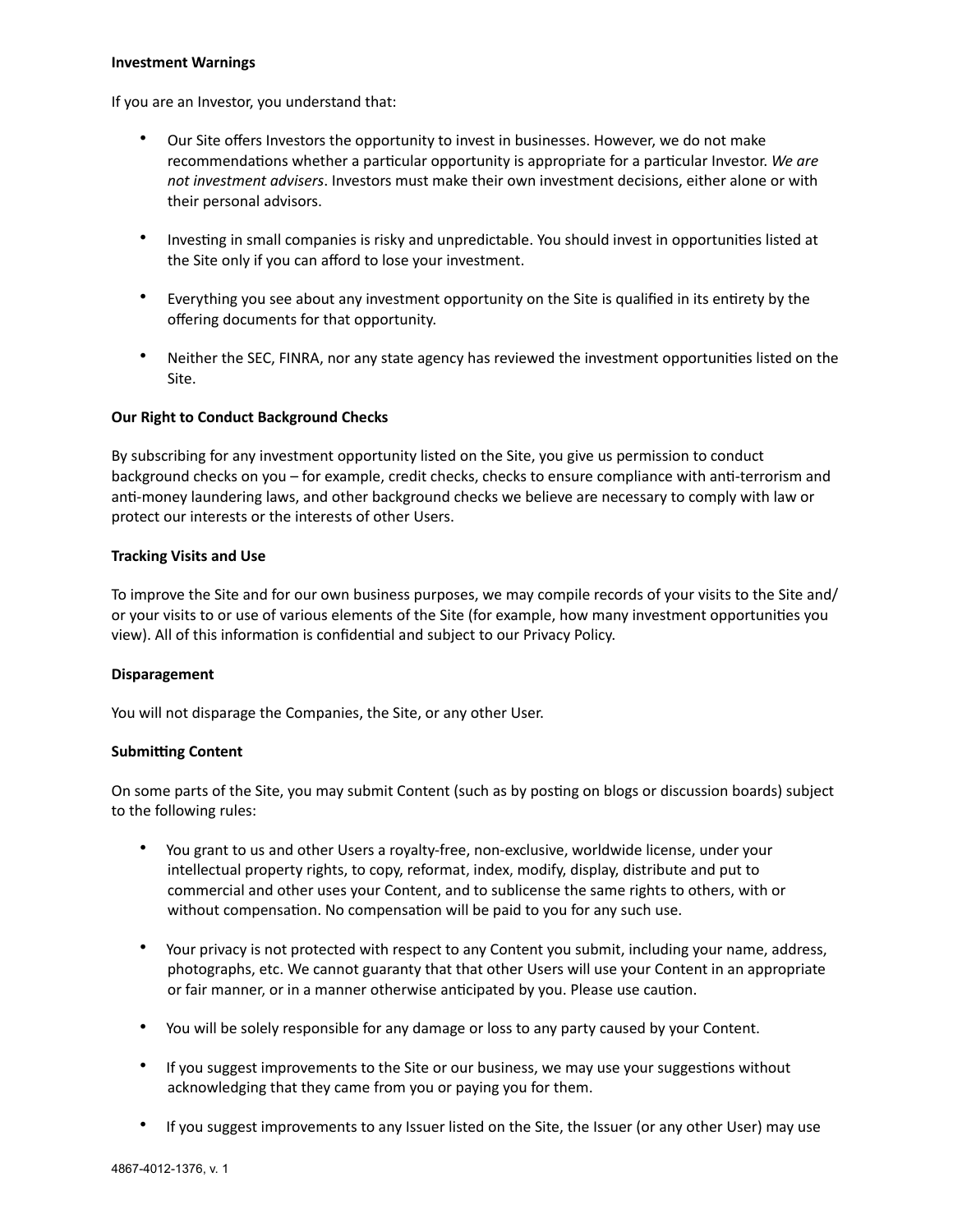**Investment Warnings**

If you are an Investor, you understand that:

- Our Site offers Investors the opportunity to invest in businesses. However, we do not make recommendations whether a particular opportunity is appropriate for a particular Investor. *We are not investment advisers*. Investors must make their own investment decisions, either alone or with their personal advisors.

- Investing in small companies is risky and unpredictable. You should invest in opportunities listed at the Site only if you can afford to lose your investment.

- Everything you see about any investment opportunity on the Site is qualified in its entirety by the offering documents for that opportunity.

- Neither the SEC, FINRA, nor any state agency has reviewed the investment opportunities listed on the Site.

**Our Right to Conduct Background Checks**

By subscribing for any investment opportunity listed on the Site, you give us permission to conduct background checks on you – for example, credit checks, checks to ensure compliance with anti-terrorism and anti-money laundering laws, and other background checks we believe are necessary to comply with law or protect our interests or the interests of other Users.

**Tracking Visits and Use**

To improve the Site and for our own business purposes, we may compile records of your visits to the Site and/or your visits to or use of various elements of the Site (for example, how many investment opportunities you view). All of this information is confidential and subject to our Privacy Policy.

**Disparagement**

You will not disparage the Companies, the Site, or any other User.

**Submitting Content**

On some parts of the Site, you may submit Content (such as by posting on blogs or discussion boards) subject to the following rules:

- You grant to us and other Users a royalty-free, non-exclusive, worldwide license, under your intellectual property rights, to copy, reformat, index, modify, display, distribute and put to commercial and other uses your Content, and to sublicense the same rights to others, with or without compensation. No compensation will be paid to you for any such use.

- Your privacy is not protected with respect to any Content you submit, including your name, address, photographs, etc. We cannot guaranty that that other Users will use your Content in an appropriate or fair manner, or in a manner otherwise anticipated by you. Please use caution.

- You will be solely responsible for any damage or loss to any party caused by your Content.

- If you suggest improvements to the Site or our business, we may use your suggestions without acknowledging that they came from you or paying you for them.

- If you suggest improvements to any Issuer listed on the Site, the Issuer (or any other User) may use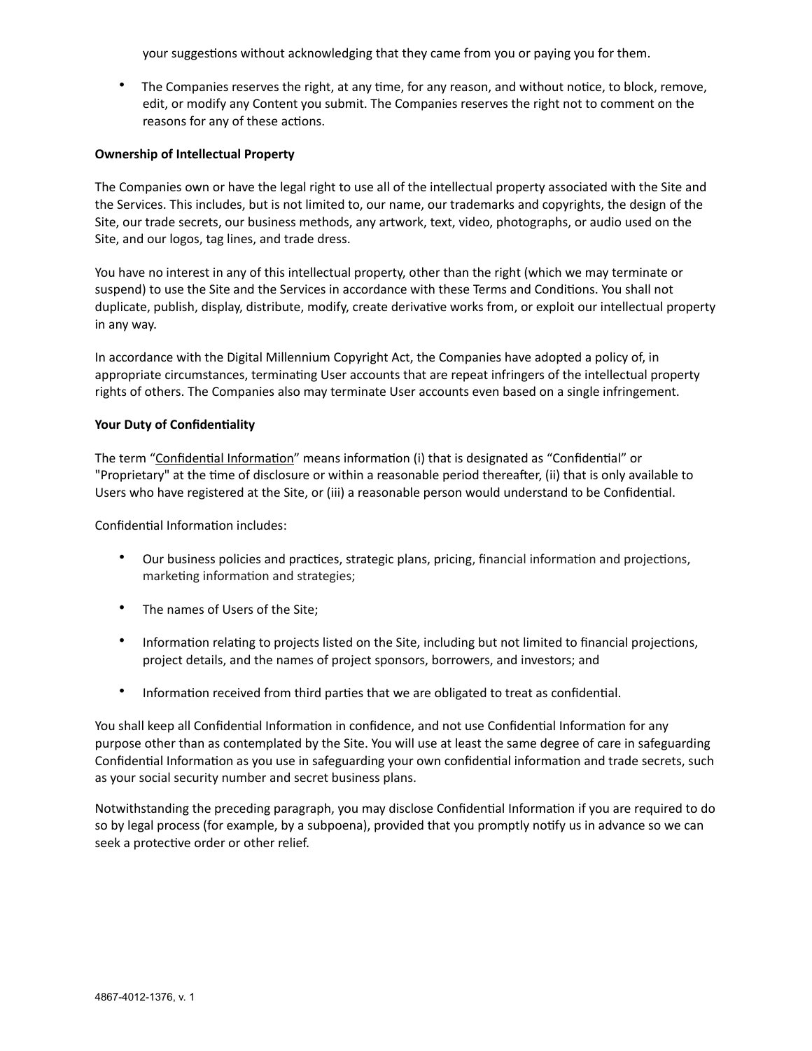your suggestions without acknowledging that they came from you or paying you for them.

- The Companies reserves the right, at any time, for any reason, and without notice, to block, remove, edit, or modify any Content you submit. The Companies reserves the right not to comment on the reasons for any of these actions.

**Ownership of Intellectual Property**

The Companies own or have the legal right to use all of the intellectual property associated with the Site and the Services. This includes, but is not limited to, our name, our trademarks and copyrights, the design of the Site, our trade secrets, our business methods, any artwork, text, video, photographs, or audio used on the Site, and our logos, tag lines, and trade dress.

You have no interest in any of this intellectual property, other than the right (which we may terminate or suspend) to use the Site and the Services in accordance with these Terms and Conditions. You shall not duplicate, publish, display, distribute, modify, create derivative works from, or exploit our intellectual property in any way.

In accordance with the Digital Millennium Copyright Act, the Companies have adopted a policy of, in appropriate circumstances, terminating User accounts that are repeat infringers of the intellectual property rights of others. The Companies also may terminate User accounts even based on a single infringement.

**Your Duty of Confidentiality**

The term "Confidential Information" means information (i) that is designated as "Confidential" or "Proprietary" at the time of disclosure or within a reasonable period thereafter, (ii) that is only available to Users who have registered at the Site, or (iii) a reasonable person would understand to be Confidential.

Confidential Information includes:

- Our business policies and practices, strategic plans, pricing, financial information and projections, marketing information and strategies;
- The names of Users of the Site;
- Information relating to projects listed on the Site, including but not limited to financial projections, project details, and the names of project sponsors, borrowers, and investors; and
- Information received from third parties that we are obligated to treat as confidential.

You shall keep all Confidential Information in confidence, and not use Confidential Information for any purpose other than as contemplated by the Site. You will use at least the same degree of care in safeguarding Confidential Information as you use in safeguarding your own confidential information and trade secrets, such as your social security number and secret business plans.

Notwithstanding the preceding paragraph, you may disclose Confidential Information if you are required to do so by legal process (for example, by a subpoena), provided that you promptly notify us in advance so we can seek a protective order or other relief.

4867-4012-1376, v. 1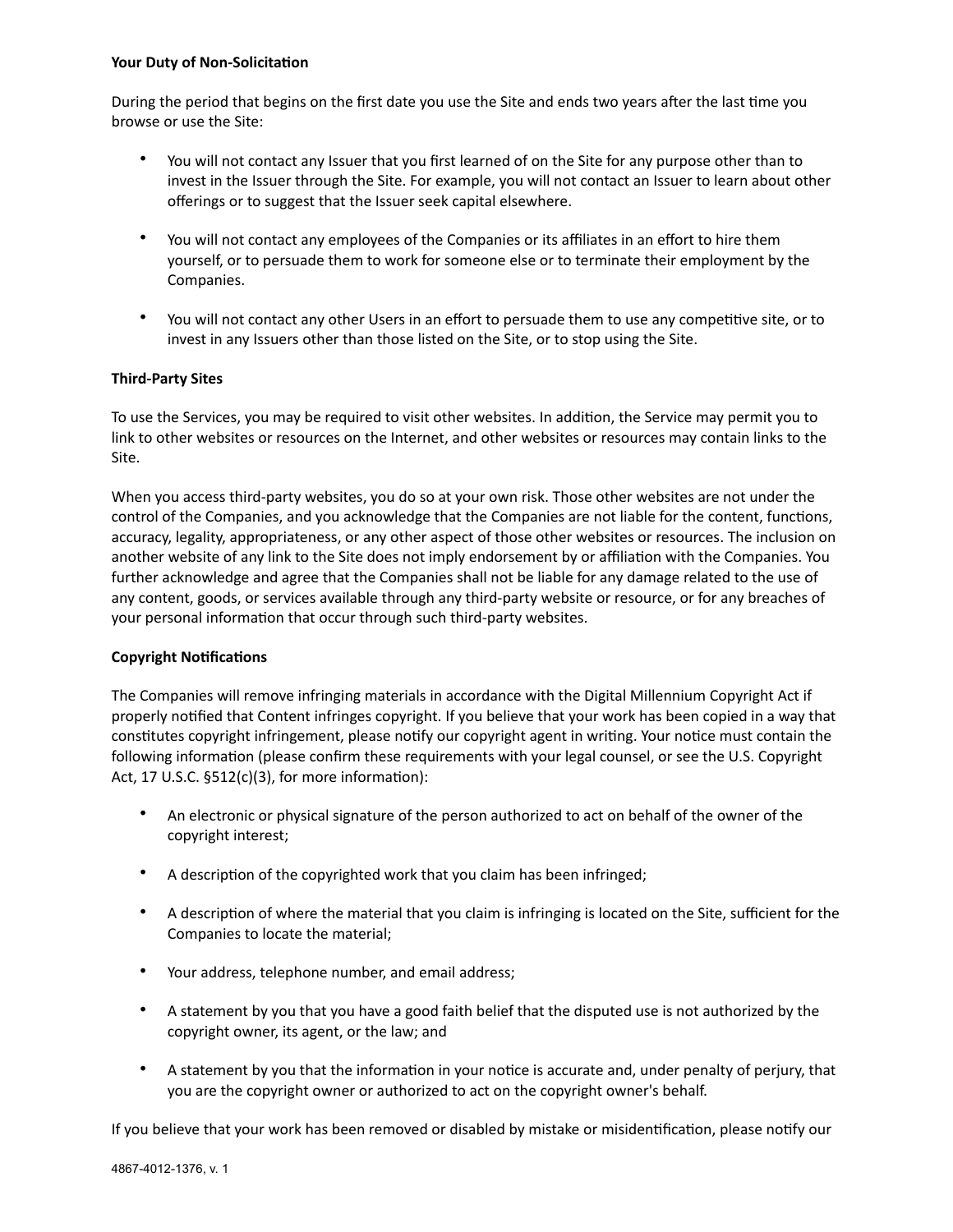**Your Duty of Non-Solicitation**

During the period that begins on the first date you use the Site and ends two years after the last time you browse or use the Site:

- You will not contact any Issuer that you first learned of on the Site for any purpose other than to invest in the Issuer through the Site. For example, you will not contact an Issuer to learn about other offerings or to suggest that the Issuer seek capital elsewhere.
- You will not contact any employees of the Companies or its affiliates in an effort to hire them yourself, or to persuade them to work for someone else or to terminate their employment by the Companies.
- You will not contact any other Users in an effort to persuade them to use any competitive site, or to invest in any Issuers other than those listed on the Site, or to stop using the Site.

**Third-Party Sites**

To use the Services, you may be required to visit other websites. In addition, the Service may permit you to link to other websites or resources on the Internet, and other websites or resources may contain links to the Site.

When you access third-party websites, you do so at your own risk. Those other websites are not under the control of the Companies, and you acknowledge that the Companies are not liable for the content, functions, accuracy, legality, appropriateness, or any other aspect of those other websites or resources. The inclusion on another website of any link to the Site does not imply endorsement by or affiliation with the Companies. You further acknowledge and agree that the Companies shall not be liable for any damage related to the use of any content, goods, or services available through any third-party website or resource, or for any breaches of your personal information that occur through such third-party websites.

**Copyright Notifications**

The Companies will remove infringing materials in accordance with the Digital Millennium Copyright Act if properly notified that Content infringes copyright. If you believe that your work has been copied in a way that constitutes copyright infringement, please notify our copyright agent in writing. Your notice must contain the following information (please confirm these requirements with your legal counsel, or see the U.S. Copyright Act, 17 U.S.C. §512(c)(3), for more information):

- An electronic or physical signature of the person authorized to act on behalf of the owner of the copyright interest;
- A description of the copyrighted work that you claim has been infringed;
- A description of where the material that you claim is infringing is located on the Site, sufficient for the Companies to locate the material;
- Your address, telephone number, and email address;
- A statement by you that you have a good faith belief that the disputed use is not authorized by the copyright owner, its agent, or the law; and
- A statement by you that the information in your notice is accurate and, under penalty of perjury, that you are the copyright owner or authorized to act on the copyright owner's behalf.

If you believe that your work has been removed or disabled by mistake or misidentification, please notify our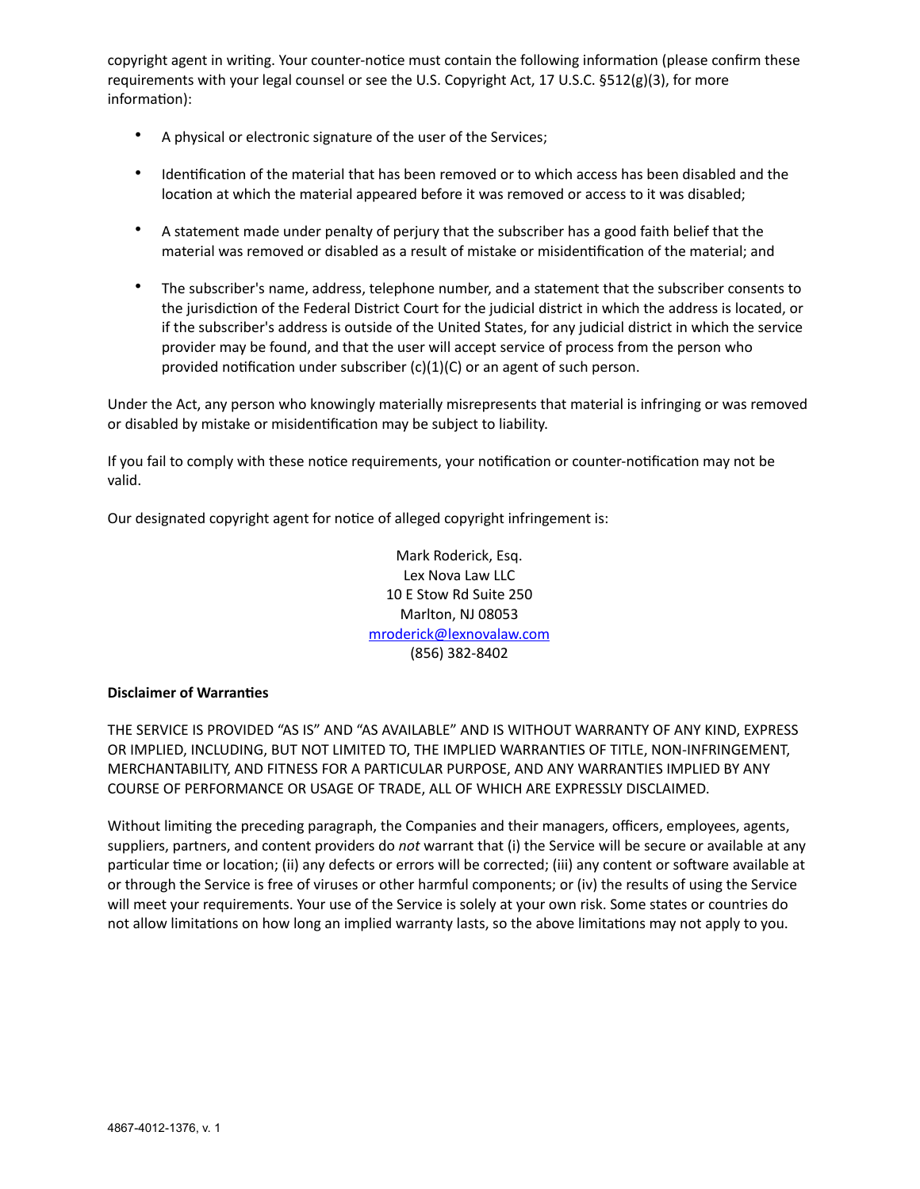copyright agent in writing. Your counter-notice must contain the following information (please confirm these requirements with your legal counsel or see the U.S. Copyright Act, 17 U.S.C. §512(g)(3), for more information):

- A physical or electronic signature of the user of the Services;
- Identification of the material that has been removed or to which access has been disabled and the location at which the material appeared before it was removed or access to it was disabled;
- A statement made under penalty of perjury that the subscriber has a good faith belief that the material was removed or disabled as a result of mistake or misidentification of the material; and
- The subscriber's name, address, telephone number, and a statement that the subscriber consents to the jurisdiction of the Federal District Court for the judicial district in which the address is located, or if the subscriber's address is outside of the United States, for any judicial district in which the service provider may be found, and that the user will accept service of process from the person who provided notification under subscriber (c)(1)(C) or an agent of such person.

Under the Act, any person who knowingly materially misrepresents that material is infringing or was removed or disabled by mistake or misidentification may be subject to liability.

If you fail to comply with these notice requirements, your notification or counter-notification may not be valid.

Our designated copyright agent for notice of alleged copyright infringement is:

Mark Roderick, Esq.
Lex Nova Law LLC
10 E Stow Rd Suite 250
Marlton, NJ 08053
mroderick@lexnovalaw.com
(856) 382-8402

**Disclaimer of Warranties**

THE SERVICE IS PROVIDED "AS IS" AND "AS AVAILABLE" AND IS WITHOUT WARRANTY OF ANY KIND, EXPRESS OR IMPLIED, INCLUDING, BUT NOT LIMITED TO, THE IMPLIED WARRANTIES OF TITLE, NON-INFRINGEMENT, MERCHANTABILITY, AND FITNESS FOR A PARTICULAR PURPOSE, AND ANY WARRANTIES IMPLIED BY ANY COURSE OF PERFORMANCE OR USAGE OF TRADE, ALL OF WHICH ARE EXPRESSLY DISCLAIMED.

Without limiting the preceding paragraph, the Companies and their managers, officers, employees, agents, suppliers, partners, and content providers do *not* warrant that (i) the Service will be secure or available at any particular time or location; (ii) any defects or errors will be corrected; (iii) any content or software available at or through the Service is free of viruses or other harmful components; or (iv) the results of using the Service will meet your requirements. Your use of the Service is solely at your own risk. Some states or countries do not allow limitations on how long an implied warranty lasts, so the above limitations may not apply to you.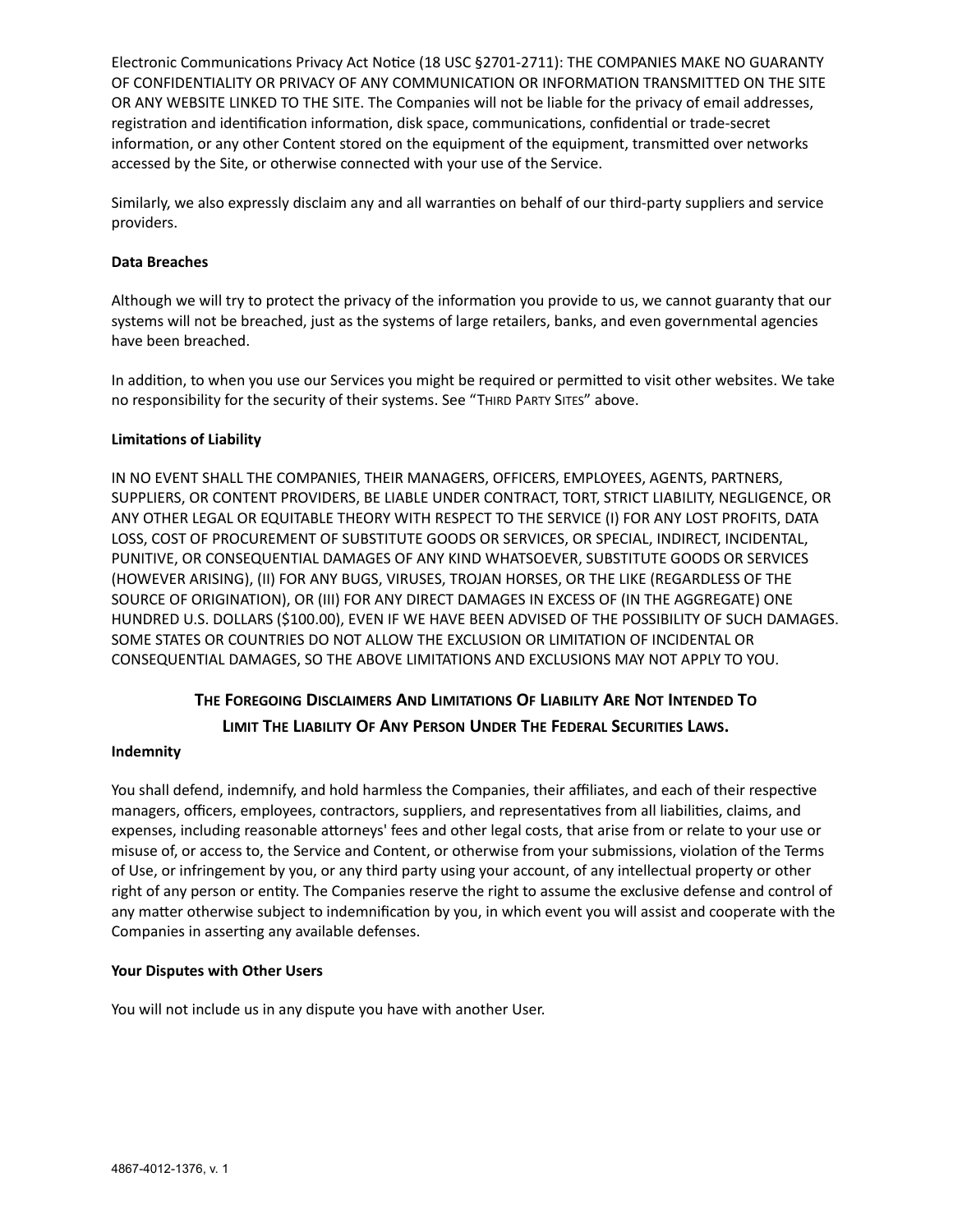Electronic Communications Privacy Act Notice (18 USC §2701-2711): THE COMPANIES MAKE NO GUARANTY OF CONFIDENTIALITY OR PRIVACY OF ANY COMMUNICATION OR INFORMATION TRANSMITTED ON THE SITE OR ANY WEBSITE LINKED TO THE SITE. The Companies will not be liable for the privacy of email addresses, registration and identification information, disk space, communications, confidential or trade-secret information, or any other Content stored on the equipment of the equipment, transmitted over networks accessed by the Site, or otherwise connected with your use of the Service.

Similarly, we also expressly disclaim any and all warranties on behalf of our third-party suppliers and service providers.

**Data Breaches**

Although we will try to protect the privacy of the information you provide to us, we cannot guaranty that our systems will not be breached, just as the systems of large retailers, banks, and even governmental agencies have been breached.

In addition, to when you use our Services you might be required or permitted to visit other websites. We take no responsibility for the security of their systems. See "THIRD PARTY SITES" above.

**Limitations of Liability**

IN NO EVENT SHALL THE COMPANIES, THEIR MANAGERS, OFFICERS, EMPLOYEES, AGENTS, PARTNERS, SUPPLIERS, OR CONTENT PROVIDERS, BE LIABLE UNDER CONTRACT, TORT, STRICT LIABILITY, NEGLIGENCE, OR ANY OTHER LEGAL OR EQUITABLE THEORY WITH RESPECT TO THE SERVICE (I) FOR ANY LOST PROFITS, DATA LOSS, COST OF PROCUREMENT OF SUBSTITUTE GOODS OR SERVICES, OR SPECIAL, INDIRECT, INCIDENTAL, PUNITIVE, OR CONSEQUENTIAL DAMAGES OF ANY KIND WHATSOEVER, SUBSTITUTE GOODS OR SERVICES (HOWEVER ARISING), (II) FOR ANY BUGS, VIRUSES, TROJAN HORSES, OR THE LIKE (REGARDLESS OF THE SOURCE OF ORIGINATION), OR (III) FOR ANY DIRECT DAMAGES IN EXCESS OF (IN THE AGGREGATE) ONE HUNDRED U.S. DOLLARS ($100.00), EVEN IF WE HAVE BEEN ADVISED OF THE POSSIBILITY OF SUCH DAMAGES. SOME STATES OR COUNTRIES DO NOT ALLOW THE EXCLUSION OR LIMITATION OF INCIDENTAL OR CONSEQUENTIAL DAMAGES, SO THE ABOVE LIMITATIONS AND EXCLUSIONS MAY NOT APPLY TO YOU.

**THE FOREGOING DISCLAIMERS AND LIMITATIONS OF LIABILITY ARE NOT INTENDED TO LIMIT THE LIABILITY OF ANY PERSON UNDER THE FEDERAL SECURITIES LAWS.**

**Indemnity**

You shall defend, indemnify, and hold harmless the Companies, their affiliates, and each of their respective managers, officers, employees, contractors, suppliers, and representatives from all liabilities, claims, and expenses, including reasonable attorneys' fees and other legal costs, that arise from or relate to your use or misuse of, or access to, the Service and Content, or otherwise from your submissions, violation of the Terms of Use, or infringement by you, or any third party using your account, of any intellectual property or other right of any person or entity. The Companies reserve the right to assume the exclusive defense and control of any matter otherwise subject to indemnification by you, in which event you will assist and cooperate with the Companies in asserting any available defenses.

**Your Disputes with Other Users**

You will not include us in any dispute you have with another User.

4867-4012-1376, v. 1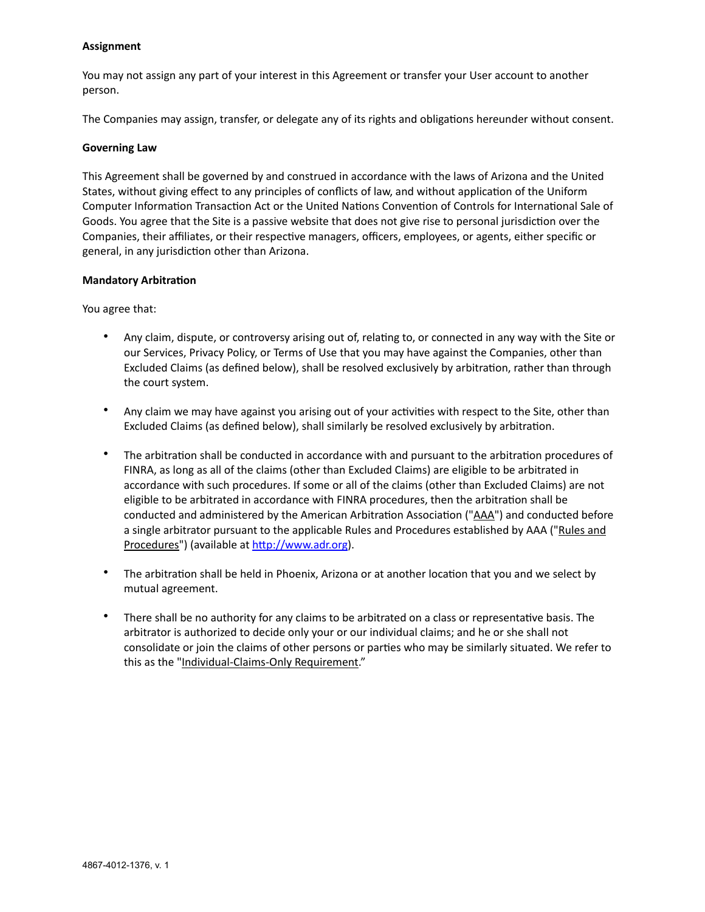**Assignment**

You may not assign any part of your interest in this Agreement or transfer your User account to another person.

The Companies may assign, transfer, or delegate any of its rights and obligations hereunder without consent.

**Governing Law**

This Agreement shall be governed by and construed in accordance with the laws of Arizona and the United States, without giving effect to any principles of conflicts of law, and without application of the Uniform Computer Information Transaction Act or the United Nations Convention of Controls for International Sale of Goods. You agree that the Site is a passive website that does not give rise to personal jurisdiction over the Companies, their affiliates, or their respective managers, officers, employees, or agents, either specific or general, in any jurisdiction other than Arizona.

**Mandatory Arbitration**

You agree that:

- Any claim, dispute, or controversy arising out of, relating to, or connected in any way with the Site or our Services, Privacy Policy, or Terms of Use that you may have against the Companies, other than Excluded Claims (as defined below), shall be resolved exclusively by arbitration, rather than through the court system.

- Any claim we may have against you arising out of your activities with respect to the Site, other than Excluded Claims (as defined below), shall similarly be resolved exclusively by arbitration.

- The arbitration shall be conducted in accordance with and pursuant to the arbitration procedures of FINRA, as long as all of the claims (other than Excluded Claims) are eligible to be arbitrated in accordance with such procedures. If some or all of the claims (other than Excluded Claims) are not eligible to be arbitrated in accordance with FINRA procedures, then the arbitration shall be conducted and administered by the American Arbitration Association ("AAA") and conducted before a single arbitrator pursuant to the applicable Rules and Procedures established by AAA ("Rules and Procedures") (available at [http://www.adr.org](http://www.adr.org)).

- The arbitration shall be held in Phoenix, Arizona or at another location that you and we select by mutual agreement.

- There shall be no authority for any claims to be arbitrated on a class or representative basis. The arbitrator is authorized to decide only your or our individual claims; and he or she shall not consolidate or join the claims of other persons or parties who may be similarly situated. We refer to this as the "Individual-Claims-Only Requirement."

4867-4012-1376, v. 1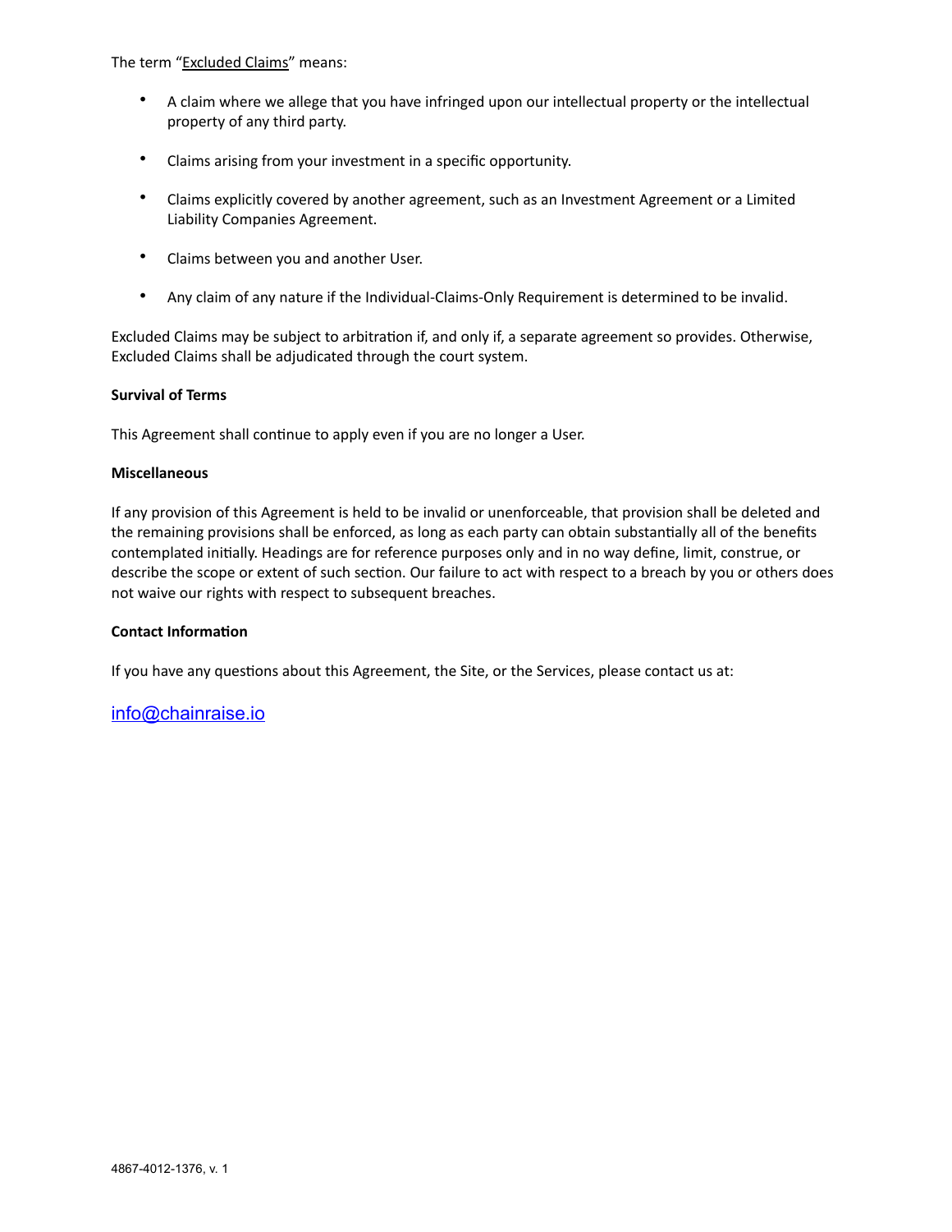The term "Excluded Claims" means:

- A claim where we allege that you have infringed upon our intellectual property or the intellectual property of any third party.
- Claims arising from your investment in a specific opportunity.
- Claims explicitly covered by another agreement, such as an Investment Agreement or a Limited Liability Companies Agreement.
- Claims between you and another User.
- Any claim of any nature if the Individual-Claims-Only Requirement is determined to be invalid.

Excluded Claims may be subject to arbitration if, and only if, a separate agreement so provides. Otherwise, Excluded Claims shall be adjudicated through the court system.

**Survival of Terms**

This Agreement shall continue to apply even if you are no longer a User.

**Miscellaneous**

If any provision of this Agreement is held to be invalid or unenforceable, that provision shall be deleted and the remaining provisions shall be enforced, as long as each party can obtain substantially all of the benefits contemplated initially. Headings are for reference purposes only and in no way define, limit, construe, or describe the scope or extent of such section. Our failure to act with respect to a breach by you or others does not waive our rights with respect to subsequent breaches.

**Contact Information**

If you have any questions about this Agreement, the Site, or the Services, please contact us at:

info@chainraise.io

4867-4012-1376, v. 1